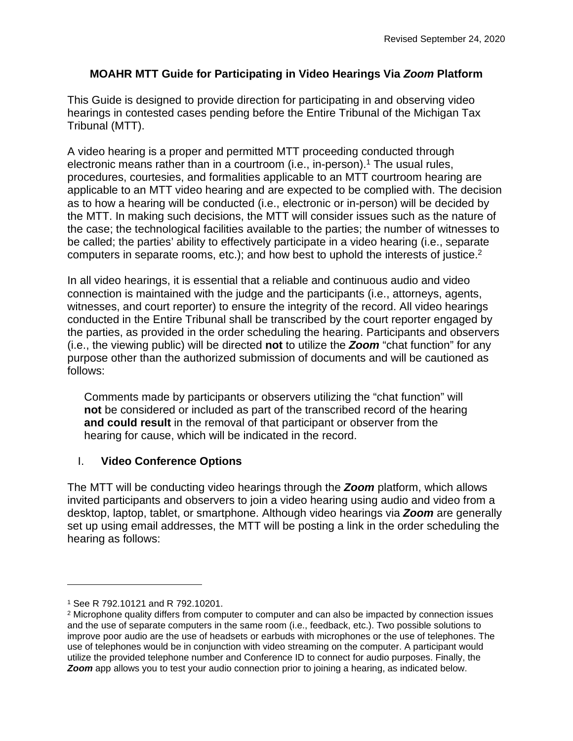Revised September 24, 2020

# MOAHR MTT Guide for Participating in Video Hearings Via ***Zoom*** Platform

This Guide is designed to provide direction for participating in and observing video hearings in contested cases pending before the Entire Tribunal of the Michigan Tax Tribunal (MTT).

A video hearing is a proper and permitted MTT proceeding conducted through electronic means rather than in a courtroom (i.e., in-person).[1] The usual rules, procedures, courtesies, and formalities applicable to an MTT courtroom hearing are applicable to an MTT video hearing and are expected to be complied with. The decision as to how a hearing will be conducted (i.e., electronic or in-person) will be decided by the MTT. In making such decisions, the MTT will consider issues such as the nature of the case; the technological facilities available to the parties; the number of witnesses to be called; the parties' ability to effectively participate in a video hearing (i.e., separate computers in separate rooms, etc.); and how best to uphold the interests of justice.[2]

In all video hearings, it is essential that a reliable and continuous audio and video connection is maintained with the judge and the participants (i.e., attorneys, agents, witnesses, and court reporter) to ensure the integrity of the record. All video hearings conducted in the Entire Tribunal shall be transcribed by the court reporter engaged by the parties, as provided in the order scheduling the hearing. Participants and observers (i.e., the viewing public) will be directed **not** to utilize the ***Zoom*** "chat function" for any purpose other than the authorized submission of documents and will be cautioned as follows:

> Comments made by participants or observers utilizing the "chat function" will **not** be considered or included as part of the transcribed record of the hearing **and could result** in the removal of that participant or observer from the hearing for cause, which will be indicated in the record.

## I. Video Conference Options

The MTT will be conducting video hearings through the ***Zoom*** platform, which allows invited participants and observers to join a video hearing using audio and video from a desktop, laptop, tablet, or smartphone. Although video hearings via ***Zoom*** are generally set up using email addresses, the MTT will be posting a link in the order scheduling the hearing as follows:

---

[1] See R 792.10121 and R 792.10201.

[2] Microphone quality differs from computer to computer and can also be impacted by connection issues and the use of separate computers in the same room (i.e., feedback, etc.). Two possible solutions to improve poor audio are the use of headsets or earbuds with microphones or the use of telephones. The use of telephones would be in conjunction with video streaming on the computer. A participant would utilize the provided telephone number and Conference ID to connect for audio purposes. Finally, the ***Zoom*** app allows you to test your audio connection prior to joining a hearing, as indicated below.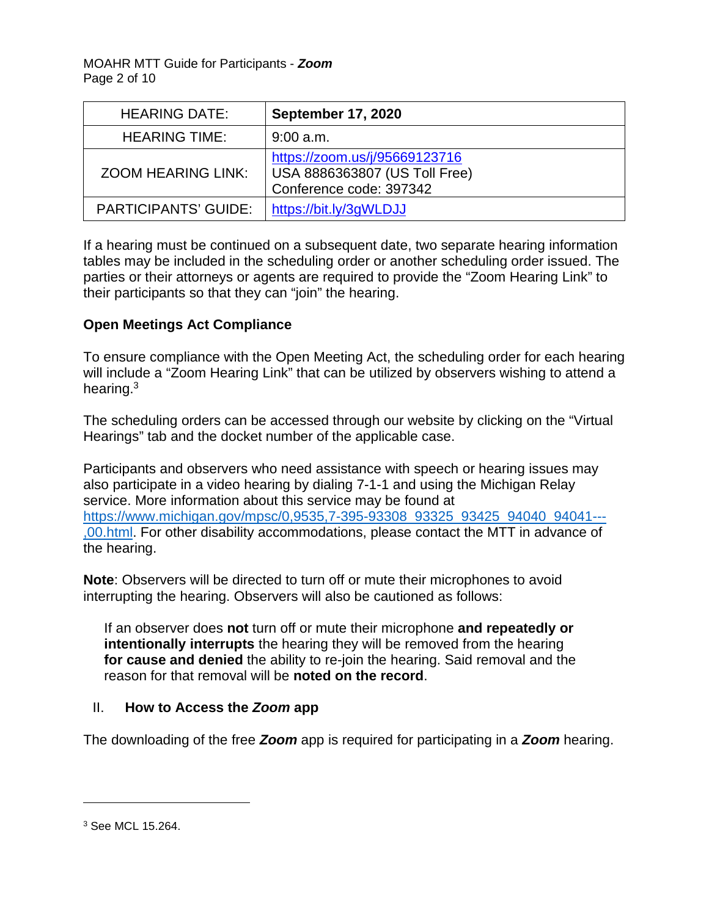| HEARING DATE: | **September 17, 2020** |
|---|---|
| HEARING TIME: | 9:00 a.m. |
| ZOOM HEARING LINK: | https://zoom.us/j/95669123716<br>USA 8886363807 (US Toll Free)<br>Conference code: 397342 |
| PARTICIPANTS' GUIDE: | https://bit.ly/3gWLDJJ |

If a hearing must be continued on a subsequent date, two separate hearing information tables may be included in the scheduling order or another scheduling order issued. The parties or their attorneys or agents are required to provide the "Zoom Hearing Link" to their participants so that they can "join" the hearing.

**Open Meetings Act Compliance**

To ensure compliance with the Open Meeting Act, the scheduling order for each hearing will include a "Zoom Hearing Link" that can be utilized by observers wishing to attend a hearing.[3]

The scheduling orders can be accessed through our website by clicking on the "Virtual Hearings" tab and the docket number of the applicable case.

Participants and observers who need assistance with speech or hearing issues may also participate in a video hearing by dialing 7-1-1 and using the Michigan Relay service. More information about this service may be found at https://www.michigan.gov/mpsc/0,9535,7-395-93308_93325_93425_94040_94041---,00.html. For other disability accommodations, please contact the MTT in advance of the hearing.

**Note**: Observers will be directed to turn off or mute their microphones to avoid interrupting the hearing. Observers will also be cautioned as follows:

> If an observer does **not** turn off or mute their microphone **and repeatedly or intentionally interrupts** the hearing they will be removed from the hearing **for cause and denied** the ability to re-join the hearing. Said removal and the reason for that removal will be **noted on the record**.

## II. How to Access the ***Zoom*** app

The downloading of the free ***Zoom*** app is required for participating in a ***Zoom*** hearing.

[3] See MCL 15.264.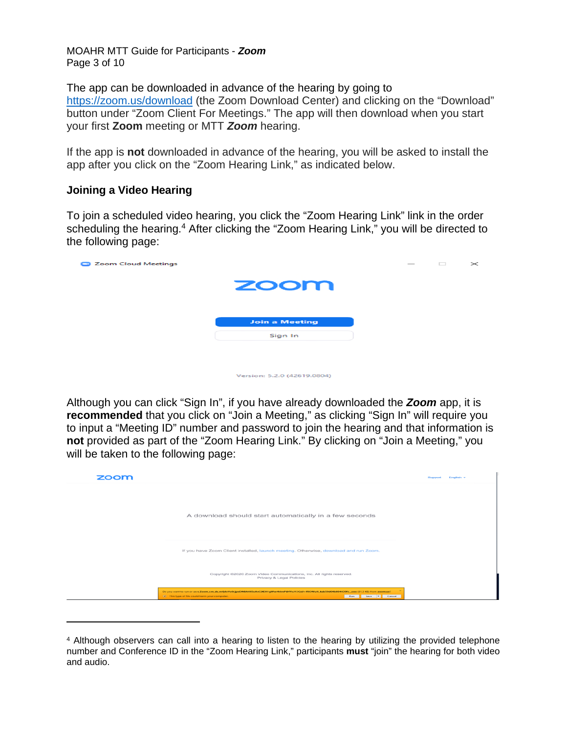The app can be downloaded in advance of the hearing by going to https://zoom.us/download (the Zoom Download Center) and clicking on the "Download" button under "Zoom Client For Meetings." The app will then download when you start your first **Zoom** meeting or MTT ***Zoom*** hearing.

If the app is **not** downloaded in advance of the hearing, you will be asked to install the app after you click on the "Zoom Hearing Link," as indicated below.

### Joining a Video Hearing

To join a scheduled video hearing, you click the "Zoom Hearing Link" link in the order scheduling the hearing.[4] After clicking the "Zoom Hearing Link," you will be directed to the following page:

Although you can click "Sign In", if you have already downloaded the ***Zoom*** app, it is **recommended** that you click on "Join a Meeting," as clicking "Sign In" will require you to input a "Meeting ID" number and password to join the hearing and that information is **not** provided as part of the "Zoom Hearing Link." By clicking on "Join a Meeting," you will be taken to the following page:

---

[4] Although observers can call into a hearing to listen to the hearing by utilizing the provided telephone number and Conference ID in the "Zoom Hearing Link," participants **must** "join" the hearing for both video and audio.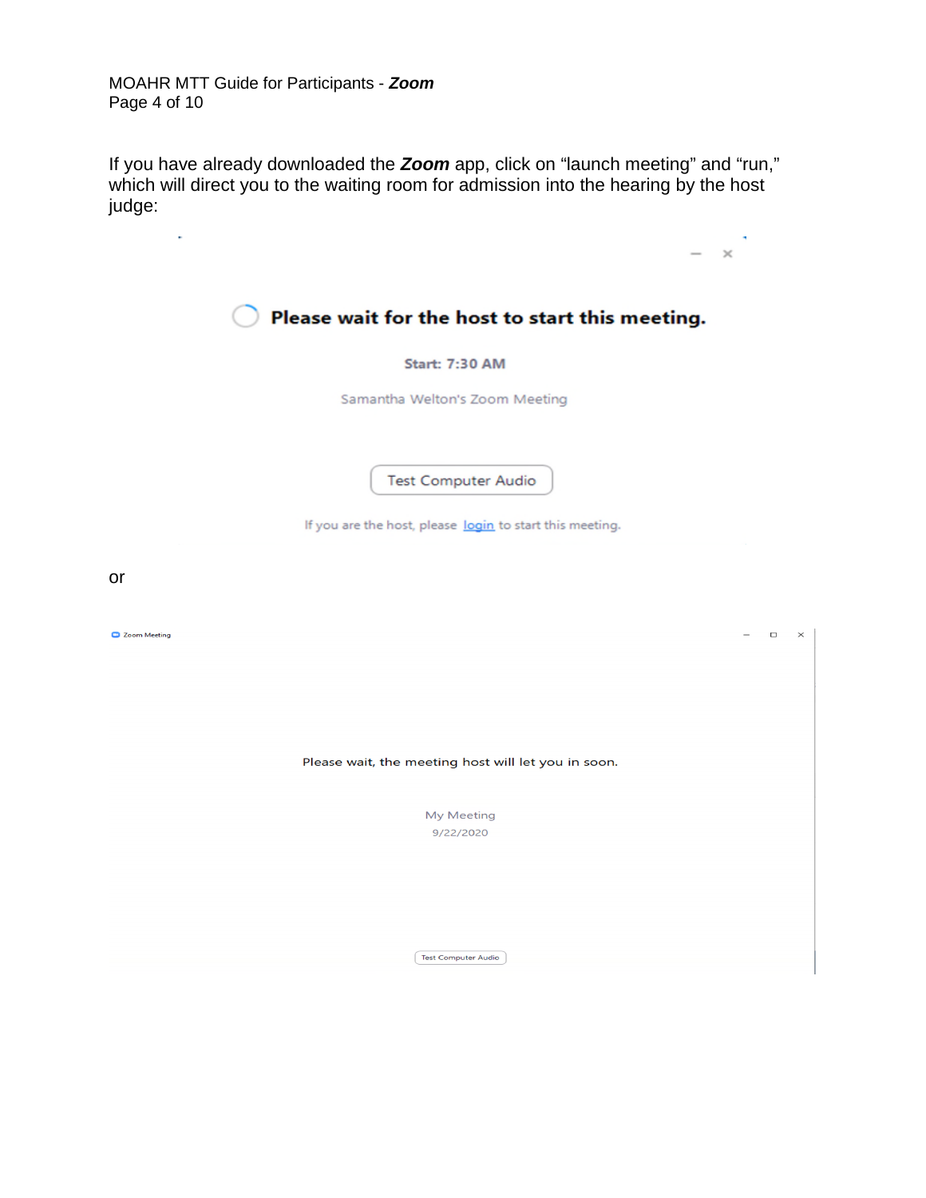If you have already downloaded the ***Zoom*** app, click on "launch meeting" and "run," which will direct you to the waiting room for admission into the hearing by the host judge:

**Please wait for the host to start this meeting.**

**Start: 7:30 AM**

Samantha Welton's Zoom Meeting

Test Computer Audio

If you are the host, please login to start this meeting.

or

Zoom Meeting

Please wait, the meeting host will let you in soon.

My Meeting
9/22/2020

Test Computer Audio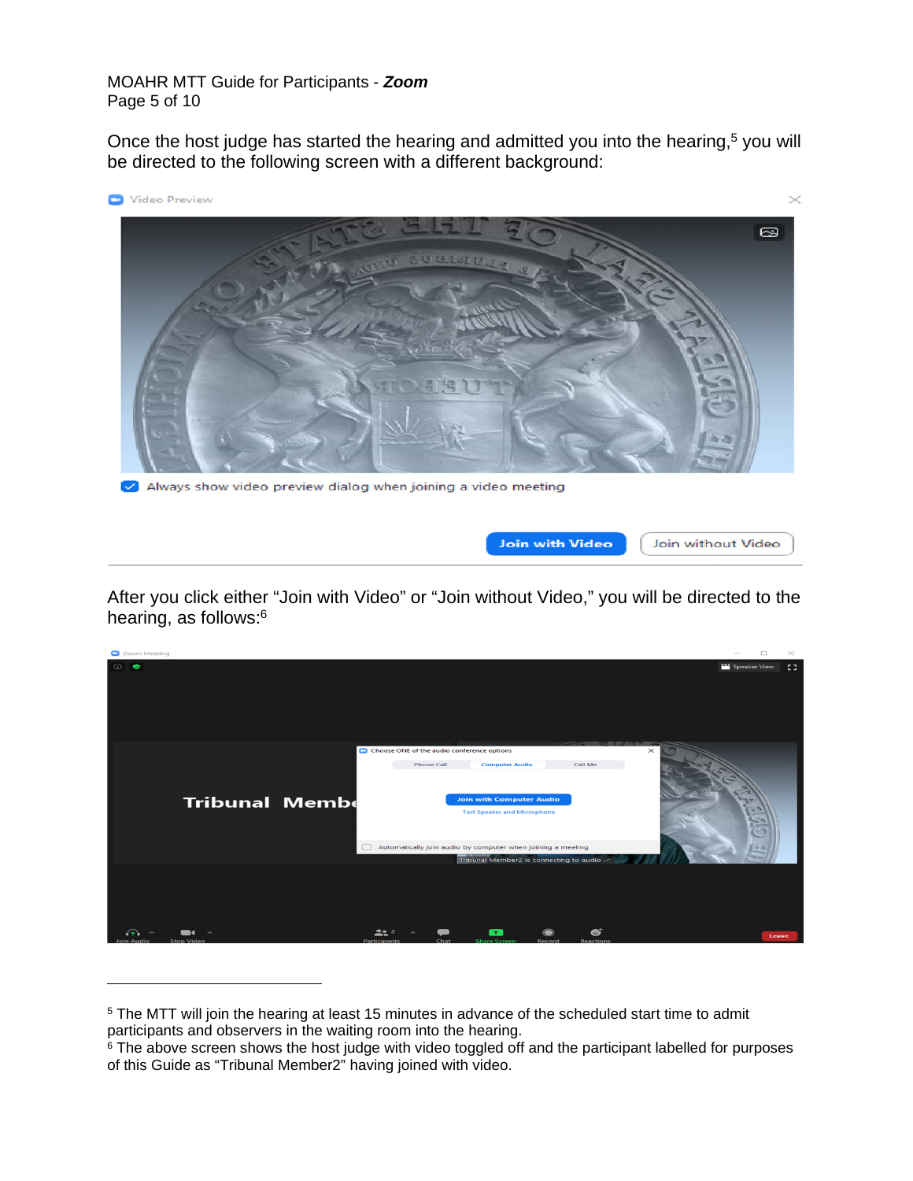Once the host judge has started the hearing and admitted you into the hearing,[5] you will be directed to the following screen with a different background:

After you click either "Join with Video" or "Join without Video," you will be directed to the hearing, as follows:[6]

---

[5] The MTT will join the hearing at least 15 minutes in advance of the scheduled start time to admit participants and observers in the waiting room into the hearing.

[6] The above screen shows the host judge with video toggled off and the participant labelled for purposes of this Guide as "Tribunal Member2" having joined with video.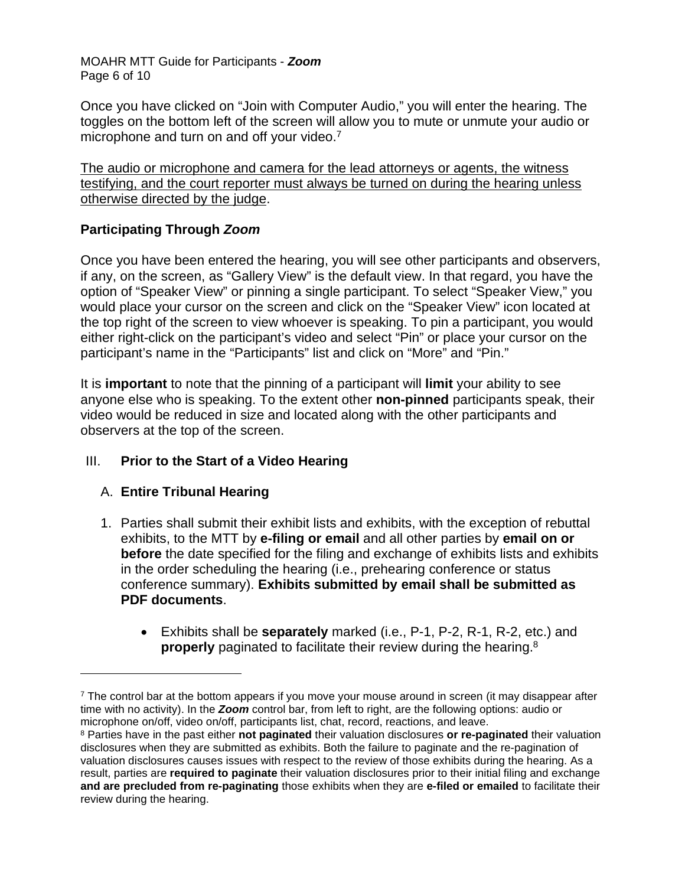Once you have clicked on "Join with Computer Audio," you will enter the hearing. The toggles on the bottom left of the screen will allow you to mute or unmute your audio or microphone and turn on and off your video.[7]

<u>The audio or microphone and camera for the lead attorneys or agents, the witness testifying, and the court reporter must always be turned on during the hearing unless otherwise directed by the judge</u>.

**Participating Through *Zoom***

Once you have been entered the hearing, you will see other participants and observers, if any, on the screen, as "Gallery View" is the default view. In that regard, you have the option of "Speaker View" or pinning a single participant. To select "Speaker View," you would place your cursor on the screen and click on the "Speaker View" icon located at the top right of the screen to view whoever is speaking. To pin a participant, you would either right-click on the participant's video and select "Pin" or place your cursor on the participant's name in the "Participants" list and click on "More" and "Pin."

It is **important** to note that the pinning of a participant will **limit** your ability to see anyone else who is speaking. To the extent other **non-pinned** participants speak, their video would be reduced in size and located along with the other participants and observers at the top of the screen.

## III. Prior to the Start of a Video Hearing

### A. Entire Tribunal Hearing

1. Parties shall submit their exhibit lists and exhibits, with the exception of rebuttal exhibits, to the MTT by **e-filing or email** and all other parties by **email on or before** the date specified for the filing and exchange of exhibits lists and exhibits in the order scheduling the hearing (i.e., prehearing conference or status conference summary). **Exhibits submitted by email shall be submitted as PDF documents**.

    - Exhibits shall be **separately** marked (i.e., P-1, P-2, R-1, R-2, etc.) and **properly** paginated to facilitate their review during the hearing.[8]

---

[7] The control bar at the bottom appears if you move your mouse around in screen (it may disappear after time with no activity). In the ***Zoom*** control bar, from left to right, are the following options: audio or microphone on/off, video on/off, participants list, chat, record, reactions, and leave.

[8] Parties have in the past either **not paginated** their valuation disclosures **or re-paginated** their valuation disclosures when they are submitted as exhibits. Both the failure to paginate and the re-pagination of valuation disclosures causes issues with respect to the review of those exhibits during the hearing. As a result, parties are **required to paginate** their valuation disclosures prior to their initial filing and exchange **and are precluded from re-paginating** those exhibits when they are **e-filed or emailed** to facilitate their review during the hearing.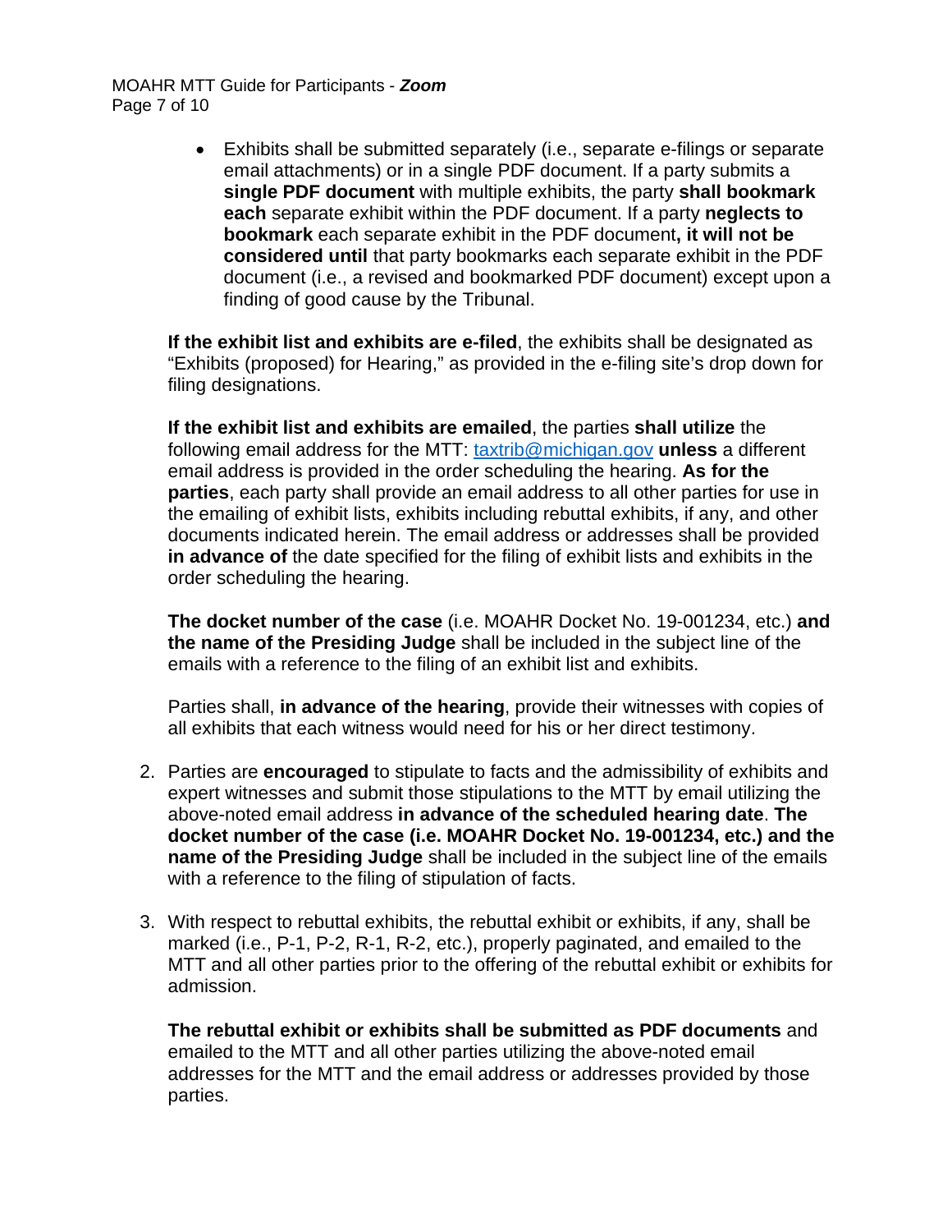- Exhibits shall be submitted separately (i.e., separate e-filings or separate email attachments) or in a single PDF document. If a party submits a **single PDF document** with multiple exhibits, the party **shall bookmark each** separate exhibit within the PDF document. If a party **neglects to bookmark** each separate exhibit in the PDF document**, it will not be considered until** that party bookmarks each separate exhibit in the PDF document (i.e., a revised and bookmarked PDF document) except upon a finding of good cause by the Tribunal.

**If the exhibit list and exhibits are e-filed**, the exhibits shall be designated as "Exhibits (proposed) for Hearing," as provided in the e-filing site's drop down for filing designations.

**If the exhibit list and exhibits are emailed**, the parties **shall utilize** the following email address for the MTT: taxtrib@michigan.gov **unless** a different email address is provided in the order scheduling the hearing. **As for the parties**, each party shall provide an email address to all other parties for use in the emailing of exhibit lists, exhibits including rebuttal exhibits, if any, and other documents indicated herein. The email address or addresses shall be provided **in advance of** the date specified for the filing of exhibit lists and exhibits in the order scheduling the hearing.

**The docket number of the case** (i.e. MOAHR Docket No. 19-001234, etc.) **and the name of the Presiding Judge** shall be included in the subject line of the emails with a reference to the filing of an exhibit list and exhibits.

Parties shall, **in advance of the hearing**, provide their witnesses with copies of all exhibits that each witness would need for his or her direct testimony.

2. Parties are **encouraged** to stipulate to facts and the admissibility of exhibits and expert witnesses and submit those stipulations to the MTT by email utilizing the above-noted email address **in advance of the scheduled hearing date**. **The docket number of the case (i.e. MOAHR Docket No. 19-001234, etc.) and the name of the Presiding Judge** shall be included in the subject line of the emails with a reference to the filing of stipulation of facts.

3. With respect to rebuttal exhibits, the rebuttal exhibit or exhibits, if any, shall be marked (i.e., P-1, P-2, R-1, R-2, etc.), properly paginated, and emailed to the MTT and all other parties prior to the offering of the rebuttal exhibit or exhibits for admission.

   **The rebuttal exhibit or exhibits shall be submitted as PDF documents** and emailed to the MTT and all other parties utilizing the above-noted email addresses for the MTT and the email address or addresses provided by those parties.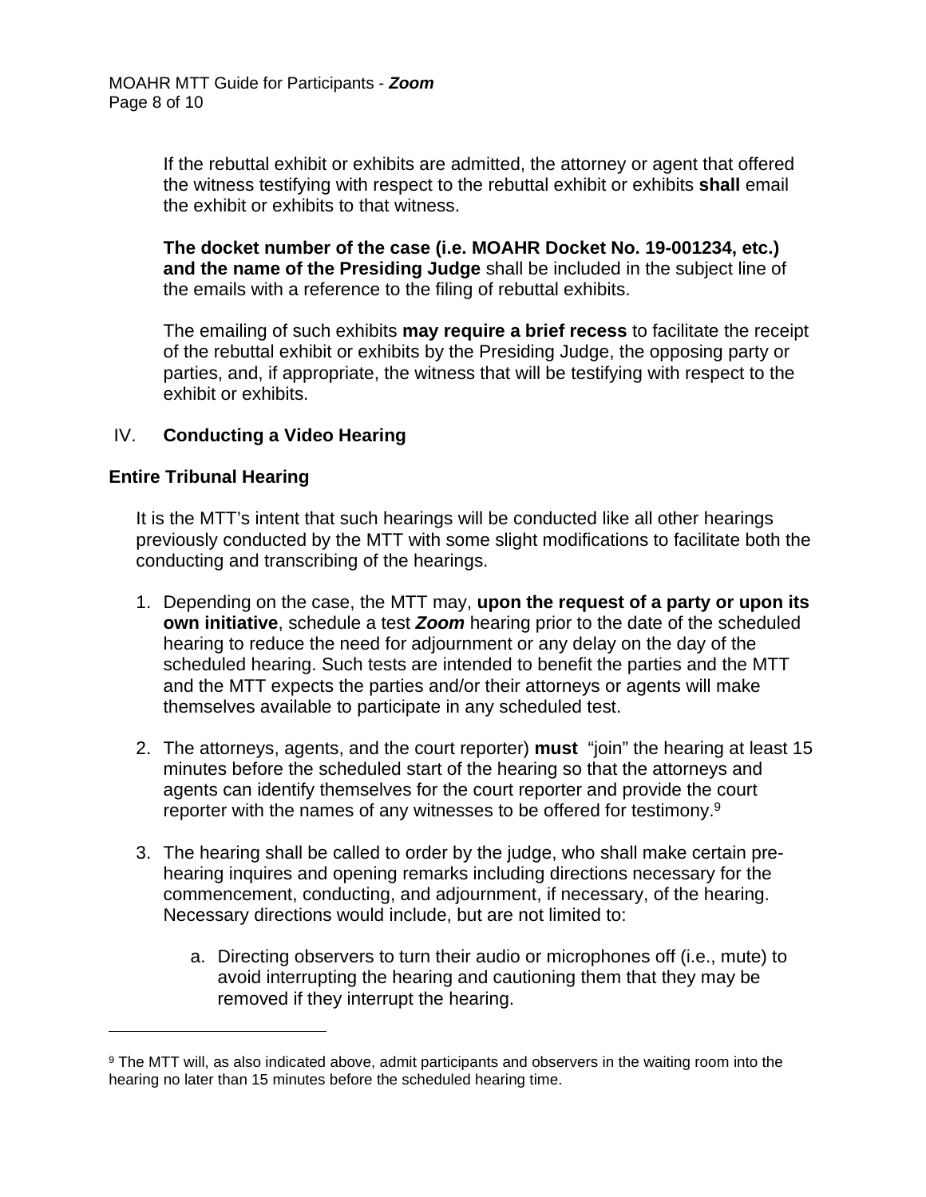If the rebuttal exhibit or exhibits are admitted, the attorney or agent that offered the witness testifying with respect to the rebuttal exhibit or exhibits **shall** email the exhibit or exhibits to that witness.

**The docket number of the case (i.e. MOAHR Docket No. 19-001234, etc.) and the name of the Presiding Judge** shall be included in the subject line of the emails with a reference to the filing of rebuttal exhibits.

The emailing of such exhibits **may require a brief recess** to facilitate the receipt of the rebuttal exhibit or exhibits by the Presiding Judge, the opposing party or parties, and, if appropriate, the witness that will be testifying with respect to the exhibit or exhibits.

## IV. Conducting a Video Hearing

### Entire Tribunal Hearing

It is the MTT's intent that such hearings will be conducted like all other hearings previously conducted by the MTT with some slight modifications to facilitate both the conducting and transcribing of the hearings.

1. Depending on the case, the MTT may, **upon the request of a party or upon its own initiative**, schedule a test ***Zoom*** hearing prior to the date of the scheduled hearing to reduce the need for adjournment or any delay on the day of the scheduled hearing. Such tests are intended to benefit the parties and the MTT and the MTT expects the parties and/or their attorneys or agents will make themselves available to participate in any scheduled test.

2. The attorneys, agents, and the court reporter) **must** "join" the hearing at least 15 minutes before the scheduled start of the hearing so that the attorneys and agents can identify themselves for the court reporter and provide the court reporter with the names of any witnesses to be offered for testimony.[9]

3. The hearing shall be called to order by the judge, who shall make certain pre-hearing inquires and opening remarks including directions necessary for the commencement, conducting, and adjournment, if necessary, of the hearing. Necessary directions would include, but are not limited to:

   a. Directing observers to turn their audio or microphones off (i.e., mute) to avoid interrupting the hearing and cautioning them that they may be removed if they interrupt the hearing.

---

[9] The MTT will, as also indicated above, admit participants and observers in the waiting room into the hearing no later than 15 minutes before the scheduled hearing time.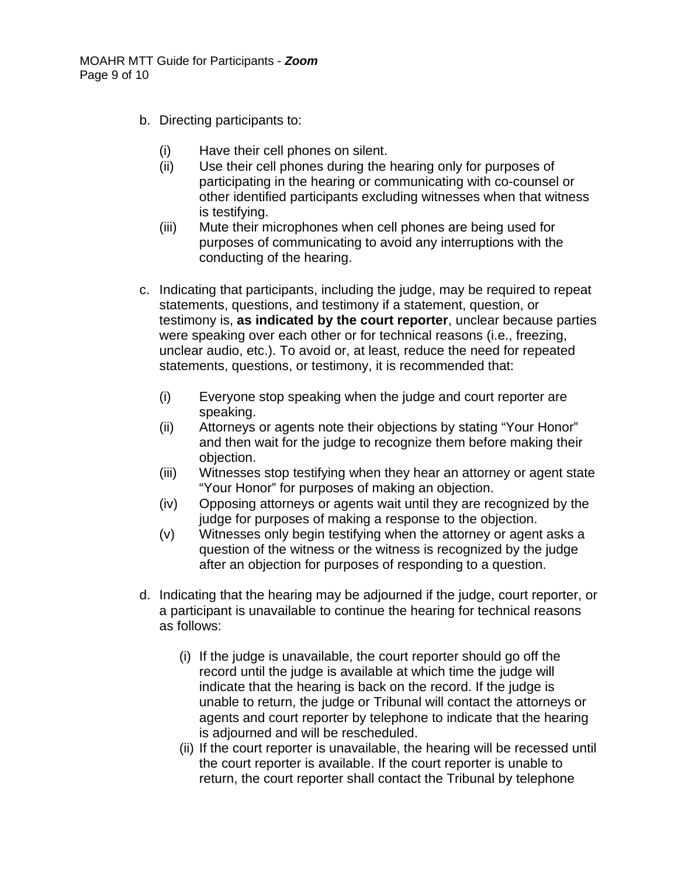b. Directing participants to:

   (i) Have their cell phones on silent.
   (ii) Use their cell phones during the hearing only for purposes of participating in the hearing or communicating with co-counsel or other identified participants excluding witnesses when that witness is testifying.
   (iii) Mute their microphones when cell phones are being used for purposes of communicating to avoid any interruptions with the conducting of the hearing.

c. Indicating that participants, including the judge, may be required to repeat statements, questions, and testimony if a statement, question, or testimony is, **as indicated by the court reporter**, unclear because parties were speaking over each other or for technical reasons (i.e., freezing, unclear audio, etc.). To avoid or, at least, reduce the need for repeated statements, questions, or testimony, it is recommended that:

   (i) Everyone stop speaking when the judge and court reporter are speaking.
   (ii) Attorneys or agents note their objections by stating "Your Honor" and then wait for the judge to recognize them before making their objection.
   (iii) Witnesses stop testifying when they hear an attorney or agent state "Your Honor" for purposes of making an objection.
   (iv) Opposing attorneys or agents wait until they are recognized by the judge for purposes of making a response to the objection.
   (v) Witnesses only begin testifying when the attorney or agent asks a question of the witness or the witness is recognized by the judge after an objection for purposes of responding to a question.

d. Indicating that the hearing may be adjourned if the judge, court reporter, or a participant is unavailable to continue the hearing for technical reasons as follows:

   (i) If the judge is unavailable, the court reporter should go off the record until the judge is available at which time the judge will indicate that the hearing is back on the record. If the judge is unable to return, the judge or Tribunal will contact the attorneys or agents and court reporter by telephone to indicate that the hearing is adjourned and will be rescheduled.
   (ii) If the court reporter is unavailable, the hearing will be recessed until the court reporter is available. If the court reporter is unable to return, the court reporter shall contact the Tribunal by telephone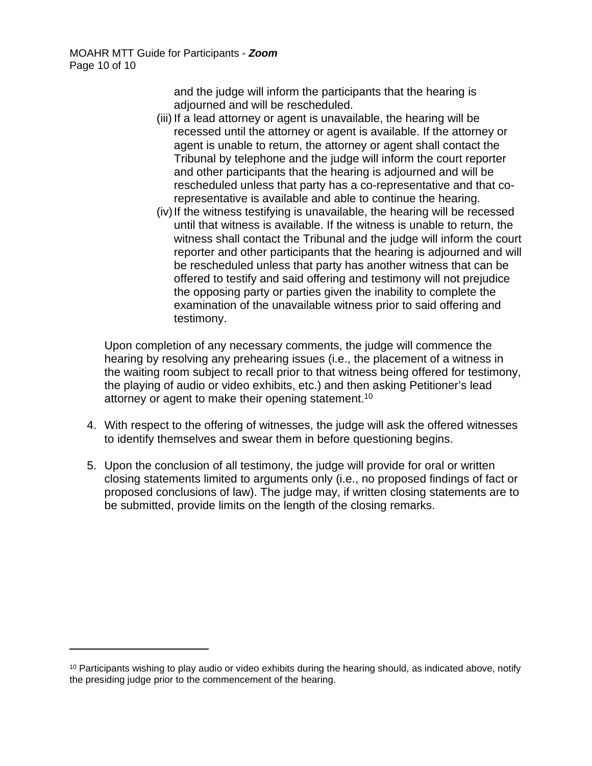and the judge will inform the participants that the hearing is adjourned and will be rescheduled.

(iii) If a lead attorney or agent is unavailable, the hearing will be recessed until the attorney or agent is available. If the attorney or agent is unable to return, the attorney or agent shall contact the Tribunal by telephone and the judge will inform the court reporter and other participants that the hearing is adjourned and will be rescheduled unless that party has a co-representative and that co-representative is available and able to continue the hearing.

(iv) If the witness testifying is unavailable, the hearing will be recessed until that witness is available. If the witness is unable to return, the witness shall contact the Tribunal and the judge will inform the court reporter and other participants that the hearing is adjourned and will be rescheduled unless that party has another witness that can be offered to testify and said offering and testimony will not prejudice the opposing party or parties given the inability to complete the examination of the unavailable witness prior to said offering and testimony.

Upon completion of any necessary comments, the judge will commence the hearing by resolving any prehearing issues (i.e., the placement of a witness in the waiting room subject to recall prior to that witness being offered for testimony, the playing of audio or video exhibits, etc.) and then asking Petitioner's lead attorney or agent to make their opening statement.[10]

4. With respect to the offering of witnesses, the judge will ask the offered witnesses to identify themselves and swear them in before questioning begins.

5. Upon the conclusion of all testimony, the judge will provide for oral or written closing statements limited to arguments only (i.e., no proposed findings of fact or proposed conclusions of law). The judge may, if written closing statements are to be submitted, provide limits on the length of the closing remarks.

---

[10] Participants wishing to play audio or video exhibits during the hearing should, as indicated above, notify the presiding judge prior to the commencement of the hearing.